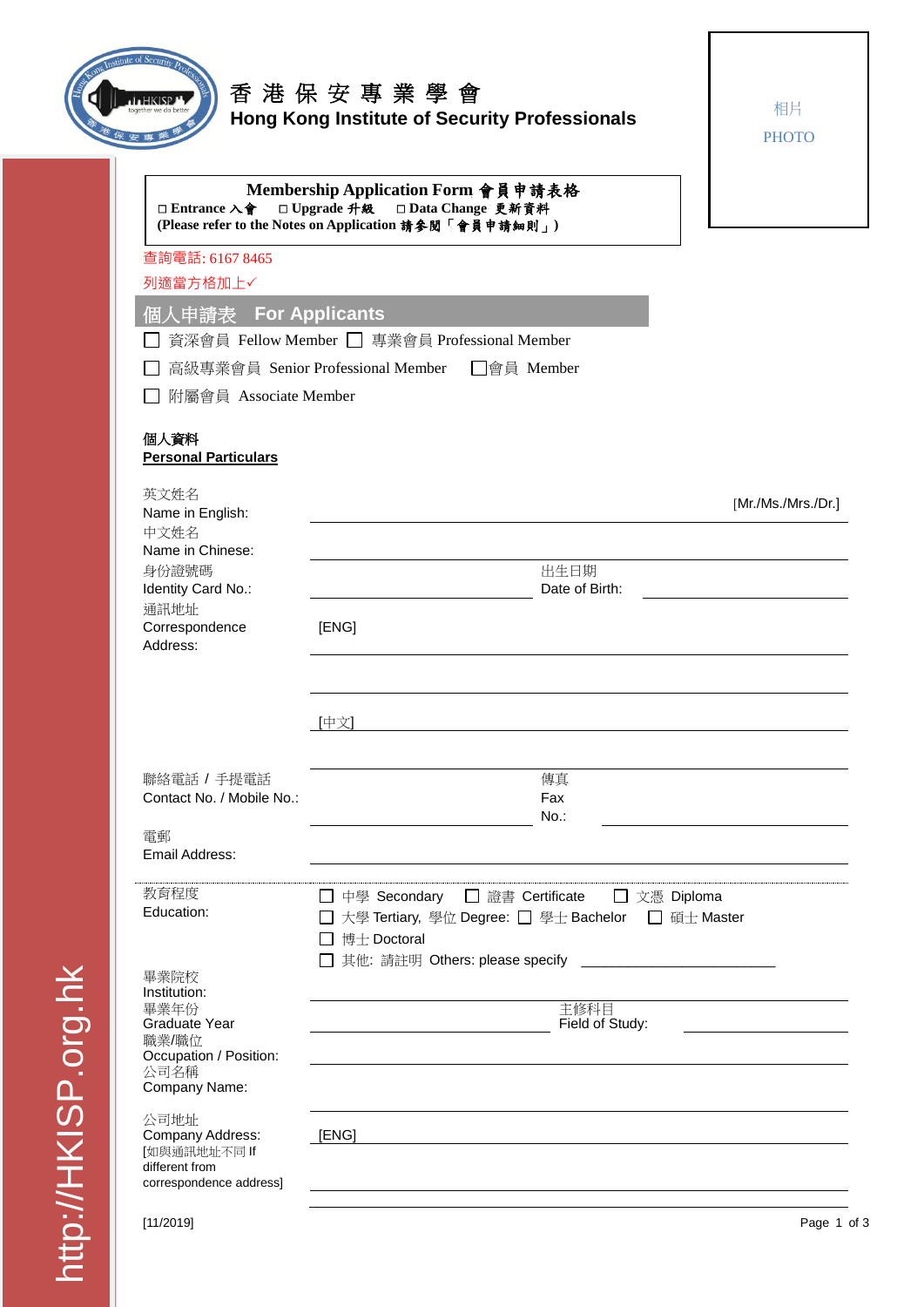# 香港保安專業學會
## Hong Kong Institute of Security Professionals

相片
PHOTO

**Membership Application Form 會員申請表格**

**□ Entrance 入會  □ Upgrade 升級  □ Data Change 更新資料**

**(Please refer to the Notes on Application 請參閱「會員申請細則」)**

查詢電話: 6167 8465

列適當方格加上✓

## 個人申請表 For Applicants

☐ 資深會員 Fellow Member ☐ 專業會員 Professional Member

☐ 高級專業會員 Senior Professional Member ☐會員 Member

☐ 附屬會員 Associate Member

**個人資料**
**Personal Particulars**

英文姓名
Name in English: ______________________ [Mr./Ms./Mrs./Dr.]

中文姓名
Name in Chinese: ______________________

身份證號碼
Identity Card No.: ______________ 出生日期 Date of Birth: ______________

通訊地址
Correspondence Address: [ENG] ______________________

______________________

[中文] ______________________

______________________

聯絡電話 / 手提電話
Contact No. / Mobile No.: ______________ 傳真 Fax No.: ______________

電郵
Email Address: ______________________

教育程度
Education:
☐ 中學 Secondary ☐ 證書 Certificate ☐ 文憑 Diploma
☐ 大學 Tertiary, 學位 Degree: ☐ 學士 Bachelor ☐ 碩士 Master
☐ 博士 Doctoral
☐ 其他: 請註明 Others: please specify ______________

畢業院校
Institution: ______________________

畢業年份
Graduate Year ______________ 主修科目 Field of Study: ______________

職業/職位
Occupation / Position: ______________________

公司名稱
Company Name: ______________________

公司地址
Company Address:
[如與通訊地址不同 If different from correspondence address]
[ENG] ______________________

______________________

[11/2019]

http://HKISP.org.hk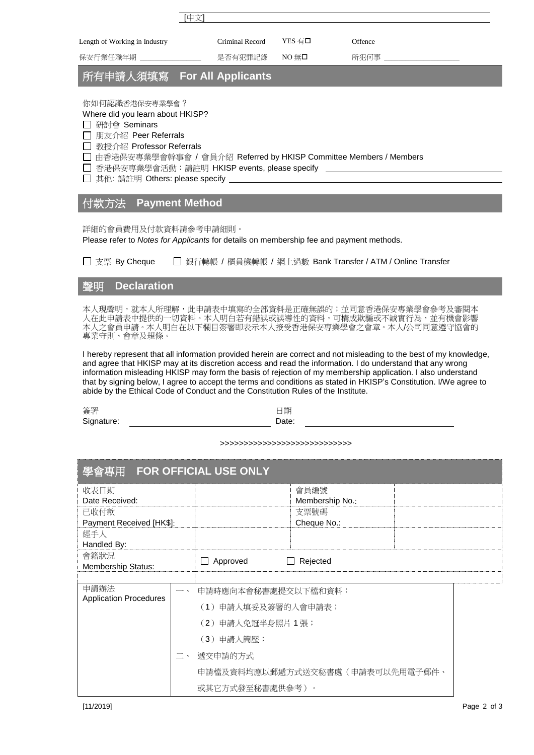[中文]

| Length of Working in Industry | Criminal Record | YES 有☐ | Offence |
|---|---|---|---|
| 保安行業任職年期 ________ | 是否有犯罪記錄 | NO 無☐ | 所犯何事 ________ |

## 所有申請人須填寫 For All Applicants

你如何認識香港保安專業學會？
Where did you learn about HKISP?

- ☐ 研討會 Seminars
- ☐ 朋友介紹 Peer Referrals
- ☐ 教授介紹 Professor Referrals
- ☐ 由香港保安專業學會幹事會 / 會員介紹 Referred by HKISP Committee Members / Members
- ☐ 香港保安專業學會活動：請註明 HKISP events, please specify ________
- ☐ 其他: 請註明 Others: please specify ________

## 付款方法 Payment Method

詳細的會員費用及付款資料請參考申請細則。
Please refer to *Notes for Applicants* for details on membership fee and payment methods.

☐ 支票 By Cheque ☐ 銀行轉帳 / 櫃員機轉帳 / 網上過數 Bank Transfer / ATM / Online Transfer

## 聲明 Declaration

本人現聲明，就本人所理解，此申請表中填寫的全部資料是正確無誤的；並同意香港保安專業學會參考及審閱本人在此申請表中提供的一切資料。本人明白若有錯誤或誤導性的資料，可構成欺騙或不誠實行為，並有機會影響本人之會員申請。本人明白在以下欄目簽署即表示本人接受香港保安專業學會之會章。本人/公司同意遵守協會的專業守則、會章及規條。

I hereby represent that all information provided herein are correct and not misleading to the best of my knowledge, and agree that HKISP may at its discretion access and read the information. I do understand that any wrong information misleading HKISP may form the basis of rejection of my membership application. I also understand that by signing below, I agree to accept the terms and conditions as stated in HKISP's Constitution. I/We agree to abide by the Ethical Code of Conduct and the Constitution Rules of the Institute.

簽署
Signature: ________________ 日期
Date: ________________

>>>>>>>>>>>>>>>>>>>>>>>>>>>>>

## 學會專用 FOR OFFICIAL USE ONLY

| | | | |
|---|---|---|---|
| 收表日期<br>Date Received: | | 會員編號<br>Membership No.: | |
| 已收付款<br>Payment Received [HK$]: | | 支票號碼<br>Cheque No.: | |
| 經手人<br>Handled By: | | | |
| 會籍狀況<br>Membership Status: | ☐ Approved | ☐ Rejected | |

| 申請辦法<br>Application Procedures | 一、 申請時應向本會秘書處提交以下檔和資料：<br>（1）申請人填妥及簽署的入會申請表；<br>（2）申請人免冠半身照片 1 張；<br>（3）申請人簡歷；<br>二、 遞交申請的方式<br>申請檔及資料均應以郵遞方式送交秘書處（申請表可以先用電子郵件、或其它方式發至秘書處供參考）。 |
|---|---|

[11/2019]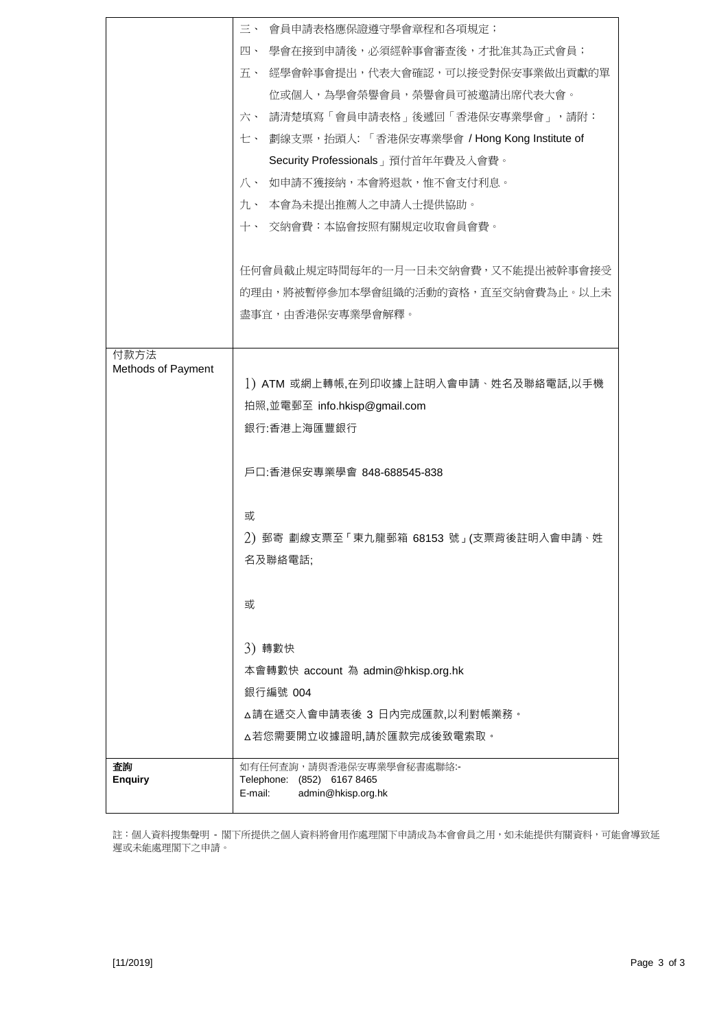| | |
|---|---|
| | 三、 會員申請表格應保證遵守學會章程和各項規定；<br>四、 學會在接到申請後，必須經幹事會審查後，才批准其為正式會員；<br>五、 經學會幹事會提出，代表大會確認，可以接受對保安事業做出貢獻的單位或個人，為學會榮譽會員，榮譽會員可被邀請出席代表大會。<br>六、 請清楚填寫「會員申請表格」後遞回「香港保安專業學會」，請附：<br>七、 劃線支票，抬頭人: 「香港保安專業學會 / Hong Kong Institute of Security Professionals」預付首年年費及入會費。<br>八、 如申請不獲接納，本會將退款，惟不會支付利息。<br>九、 本會為未提出推薦人之申請人士提供協助。<br>十、 交納會費：本協會按照有關規定收取會員會費。<br><br>任何會員截止規定時間每年的一月一日未交納會費，又不能提出被幹事會接受的理由，將被暫停參加本學會組織的活動的資格，直至交納會費為止。以上未盡事宜，由香港保安專業學會解釋。 |
| 付款方法<br>Methods of Payment | 1) ATM 或網上轉帳,在列印收據上註明入會申請、姓名及聯絡電話,以手機拍照,並電郵至 info.hkisp@gmail.com<br>銀行:香港上海匯豐銀行<br><br>戶口:香港保安專業學會 848-688545-838<br><br>或<br>2) 郵寄 劃線支票至「東九龍郵箱 68153 號」(支票背後註明入會申請、姓名及聯絡電話;<br><br>或<br><br>3) 轉數快<br>本會轉數快 account 為 admin@hkisp.org.hk<br>銀行編號 004<br>△請在遞交入會申請表後 3 日內完成匯款,以利對帳業務。<br>△若您需要開立收據證明,請於匯款完成後致電索取。 |
| **查詢**<br>**Enquiry** | 如有任何查詢，請與香港保安專業學會秘書處聯絡:-<br>Telephone: (852) 6167 8465<br>E-mail: admin@hkisp.org.hk |

註：個人資料搜集聲明 - 閣下所提供之個人資料將會用作處理閣下申請成為本會會員之用，如未能提供有關資料，可能會導致延遲或未能處理閣下之申請。

[11/2019]